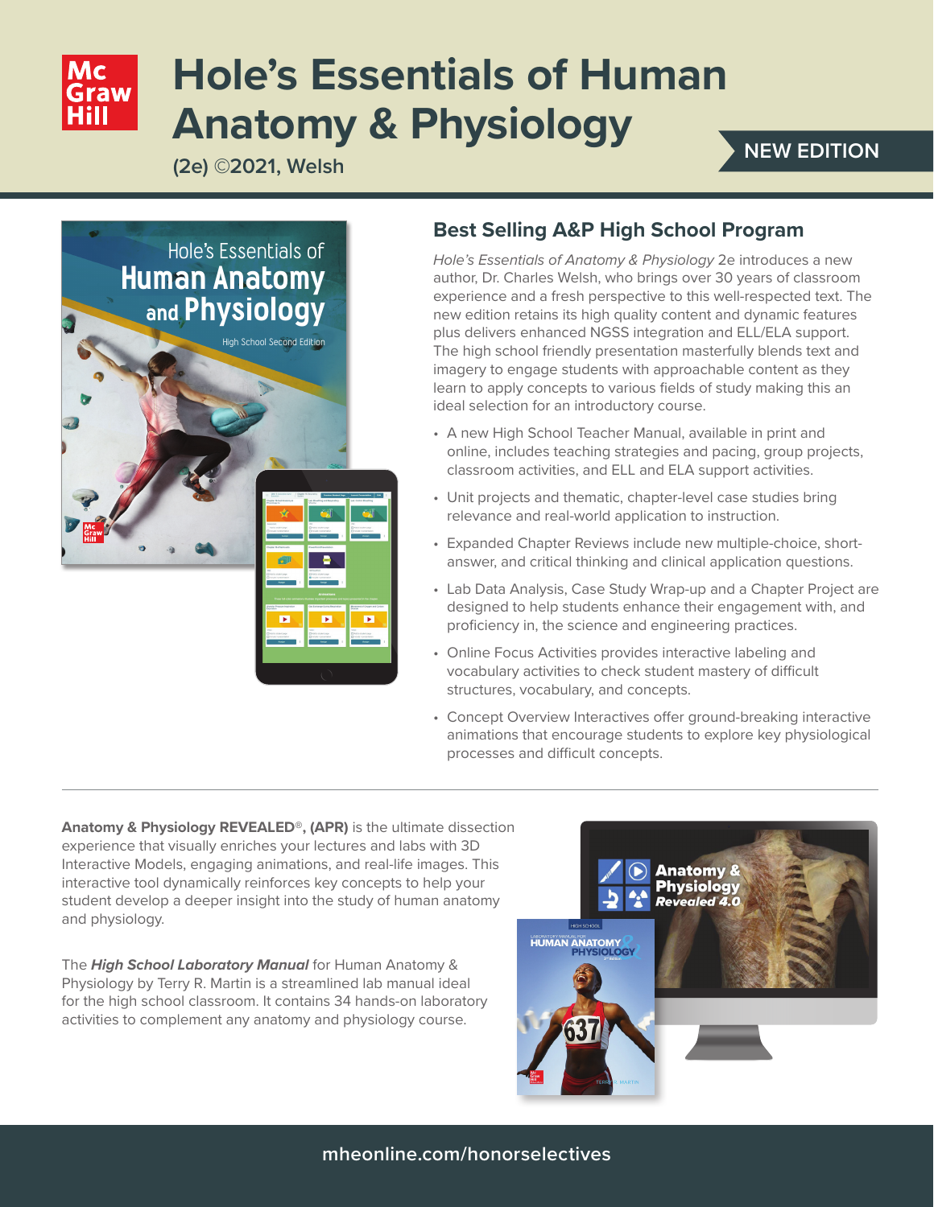# Hole's Essentials of Human Anatomy & Physiology

**(2e) ©2021, Welsh**

NEW EDITION

## Best Selling A&P High School Program

*Hole's Essentials of Anatomy & Physiology* 2e introduces a new author, Dr. Charles Welsh, who brings over 30 years of classroom experience and a fresh perspective to this well-respected text. The new edition retains its high quality content and dynamic features plus delivers enhanced NGSS integration and ELL/ELA support. The high school friendly presentation masterfully blends text and imagery to engage students with approachable content as they learn to apply concepts to various fields of study making this an ideal selection for an introductory course.

- A new High School Teacher Manual, available in print and online, includes teaching strategies and pacing, group projects, classroom activities, and ELL and ELA support activities.
- Unit projects and thematic, chapter-level case studies bring relevance and real-world application to instruction.
- Expanded Chapter Reviews include new multiple-choice, short-answer, and critical thinking and clinical application questions.
- Lab Data Analysis, Case Study Wrap-up and a Chapter Project are designed to help students enhance their engagement with, and proficiency in, the science and engineering practices.
- Online Focus Activities provides interactive labeling and vocabulary activities to check student mastery of difficult structures, vocabulary, and concepts.
- Concept Overview Interactives offer ground-breaking interactive animations that encourage students to explore key physiological processes and difficult concepts.

---

**Anatomy & Physiology REVEALED®, (APR)** is the ultimate dissection experience that visually enriches your lectures and labs with 3D Interactive Models, engaging animations, and real-life images. This interactive tool dynamically reinforces key concepts to help your student develop a deeper insight into the study of human anatomy and physiology.

The ***High School Laboratory Manual*** for Human Anatomy & Physiology by Terry R. Martin is a streamlined lab manual ideal for the high school classroom. It contains 34 hands-on laboratory activities to complement any anatomy and physiology course.

mheonline.com/honorselectives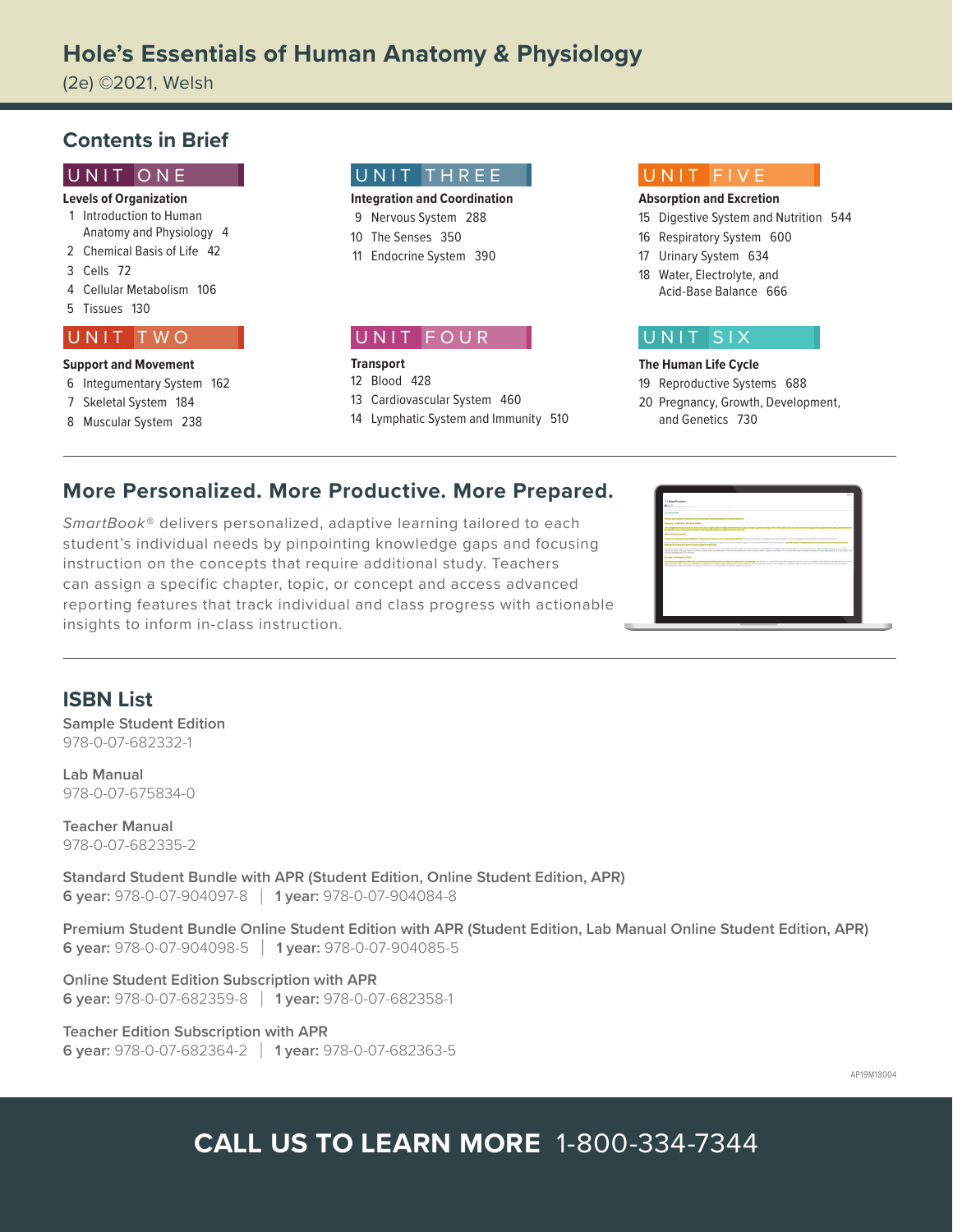# Hole's Essentials of Human Anatomy & Physiology

(2e) ©2021, Welsh

## Contents in Brief

### UNIT ONE

**Levels of Organization**

1 Introduction to Human Anatomy and Physiology 4
2 Chemical Basis of Life 42
3 Cells 72
4 Cellular Metabolism 106
5 Tissues 130

### UNIT TWO

**Support and Movement**

6 Integumentary System 162
7 Skeletal System 184
8 Muscular System 238

### UNIT THREE

**Integration and Coordination**

9 Nervous System 288
10 The Senses 350
11 Endocrine System 390

### UNIT FOUR

**Transport**

12 Blood 428
13 Cardiovascular System 460
14 Lymphatic System and Immunity 510

### UNIT FIVE

**Absorption and Excretion**

15 Digestive System and Nutrition 544
16 Respiratory System 600
17 Urinary System 634
18 Water, Electrolyte, and Acid-Base Balance 666

### UNIT SIX

**The Human Life Cycle**

19 Reproductive Systems 688
20 Pregnancy, Growth, Development, and Genetics 730

## More Personalized. More Productive. More Prepared.

*SmartBook®* delivers personalized, adaptive learning tailored to each student's individual needs by pinpointing knowledge gaps and focusing instruction on the concepts that require additional study. Teachers can assign a specific chapter, topic, or concept and access advanced reporting features that track individual and class progress with actionable insights to inform in-class instruction.

## ISBN List

**Sample Student Edition**
978-0-07-682332-1

**Lab Manual**
978-0-07-675834-0

**Teacher Manual**
978-0-07-682335-2

**Standard Student Bundle with APR (Student Edition, Online Student Edition, APR)**
**6 year:** 978-0-07-904097-8 | **1 year:** 978-0-07-904084-8

**Premium Student Bundle Online Student Edition with APR (Student Edition, Lab Manual Online Student Edition, APR)**
**6 year:** 978-0-07-904098-5 | **1 year:** 978-0-07-904085-5

**Online Student Edition Subscription with APR**
**6 year:** 978-0-07-682359-8 | **1 year:** 978-0-07-682358-1

**Teacher Edition Subscription with APR**
**6 year:** 978-0-07-682364-2 | **1 year:** 978-0-07-682363-5

AP19M18004

**CALL US TO LEARN MORE** 1-800-334-7344